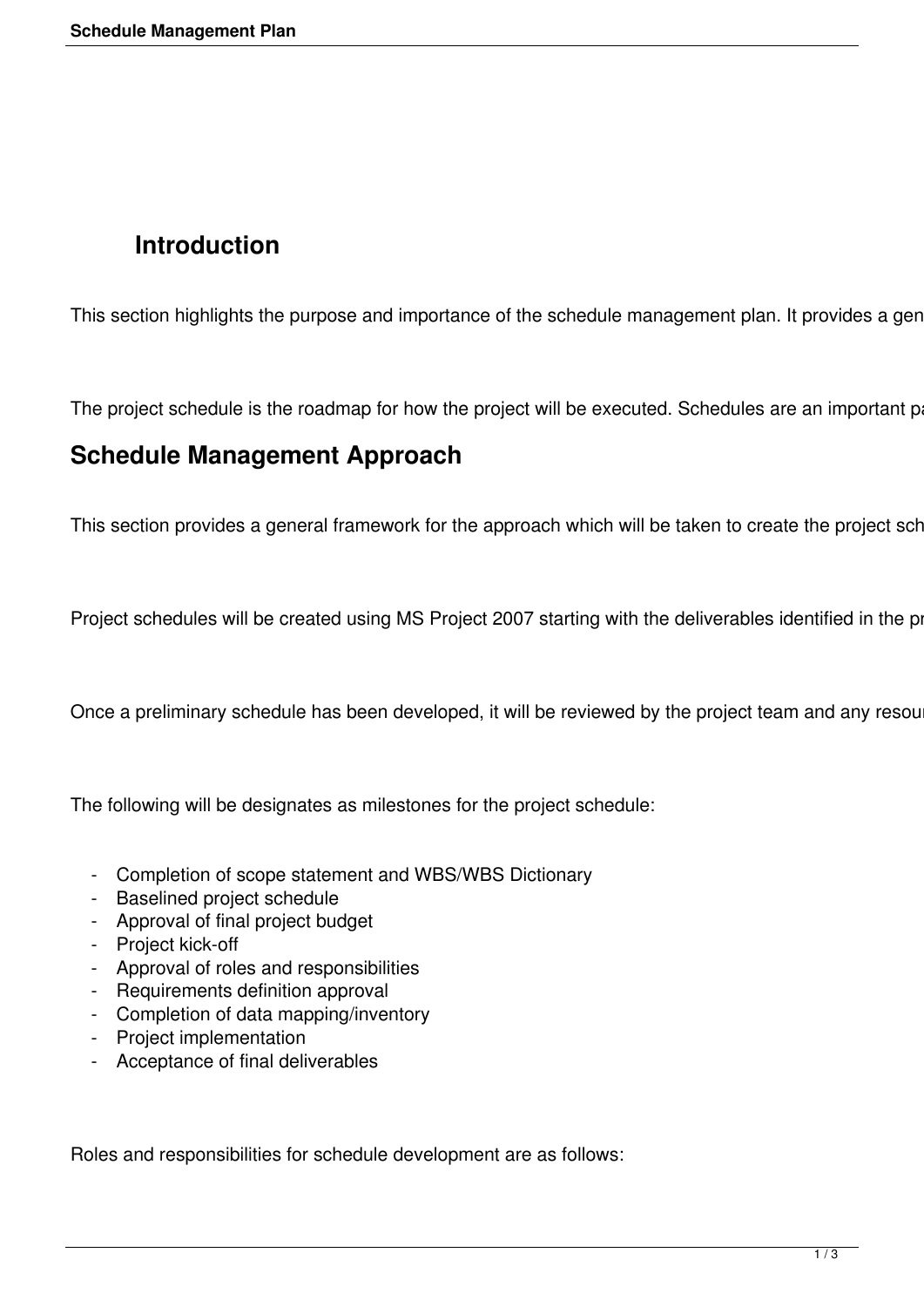## Introduction

This section highlights the purpose and importance of the schedule management plan. It provides a gen

The project schedule is the roadmap for how the project will be executed. Schedules are an important pa

## Schedule Management Approach

This section provides a general framework for the approach which will be taken to create the project sch

Project schedules will be created using MS Project 2007 starting with the deliverables identified in the pr

Once a preliminary schedule has been developed, it will be reviewed by the project team and any resour

The following will be designates as milestones for the project schedule:

- Completion of scope statement and WBS/WBS Dictionary
- Baselined project schedule
- Approval of final project budget
- Project kick-off
- Approval of roles and responsibilities
- Requirements definition approval
- Completion of data mapping/inventory
- Project implementation
- Acceptance of final deliverables

Roles and responsibilities for schedule development are as follows: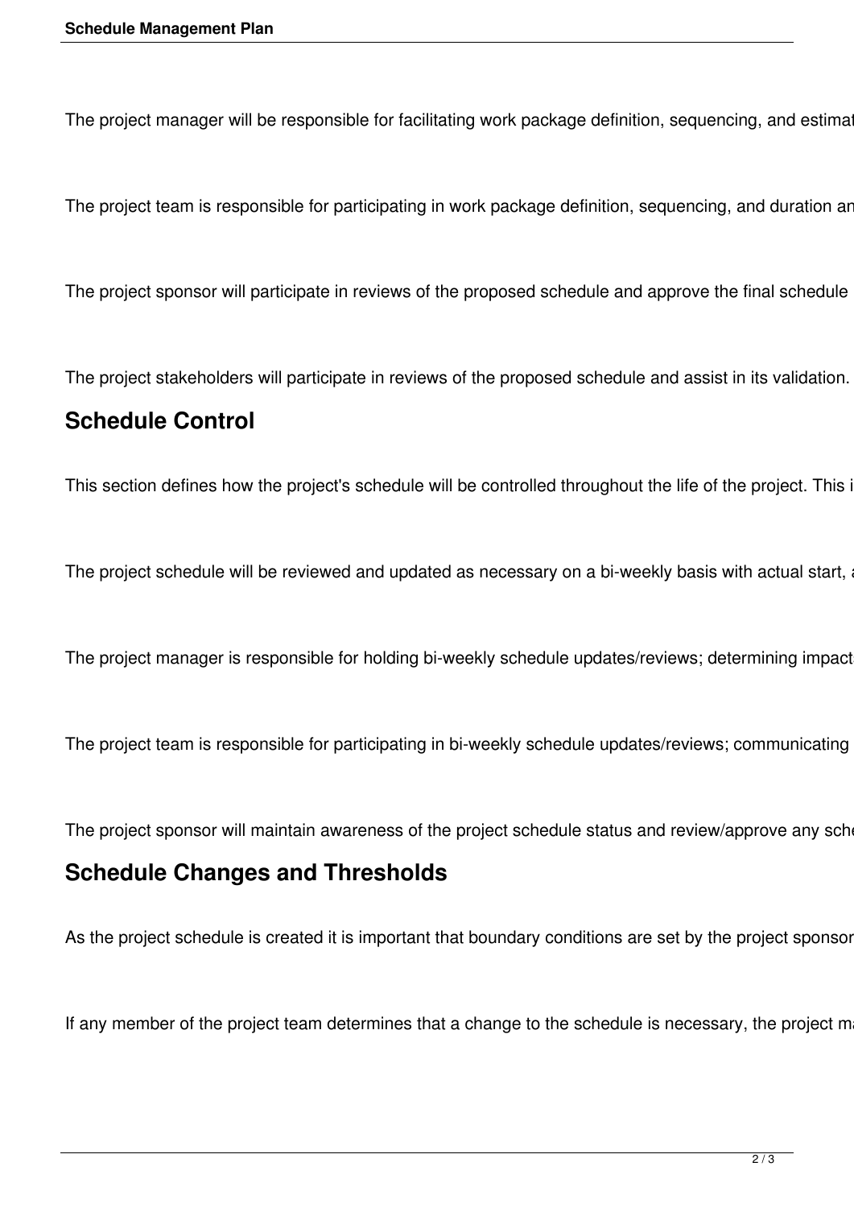The project manager will be responsible for facilitating work package definition, sequencing, and estimat

The project team is responsible for participating in work package definition, sequencing, and duration an

The project sponsor will participate in reviews of the proposed schedule and approve the final schedule

The project stakeholders will participate in reviews of the proposed schedule and assist in its validation.

## Schedule Control

This section defines how the project's schedule will be controlled throughout the life of the project. This i

The project schedule will be reviewed and updated as necessary on a bi-weekly basis with actual start, a

The project manager is responsible for holding bi-weekly schedule updates/reviews; determining impact

The project team is responsible for participating in bi-weekly schedule updates/reviews; communicating

The project sponsor will maintain awareness of the project schedule status and review/approve any sch

## Schedule Changes and Thresholds

As the project schedule is created it is important that boundary conditions are set by the project sponsor

If any member of the project team determines that a change to the schedule is necessary, the project m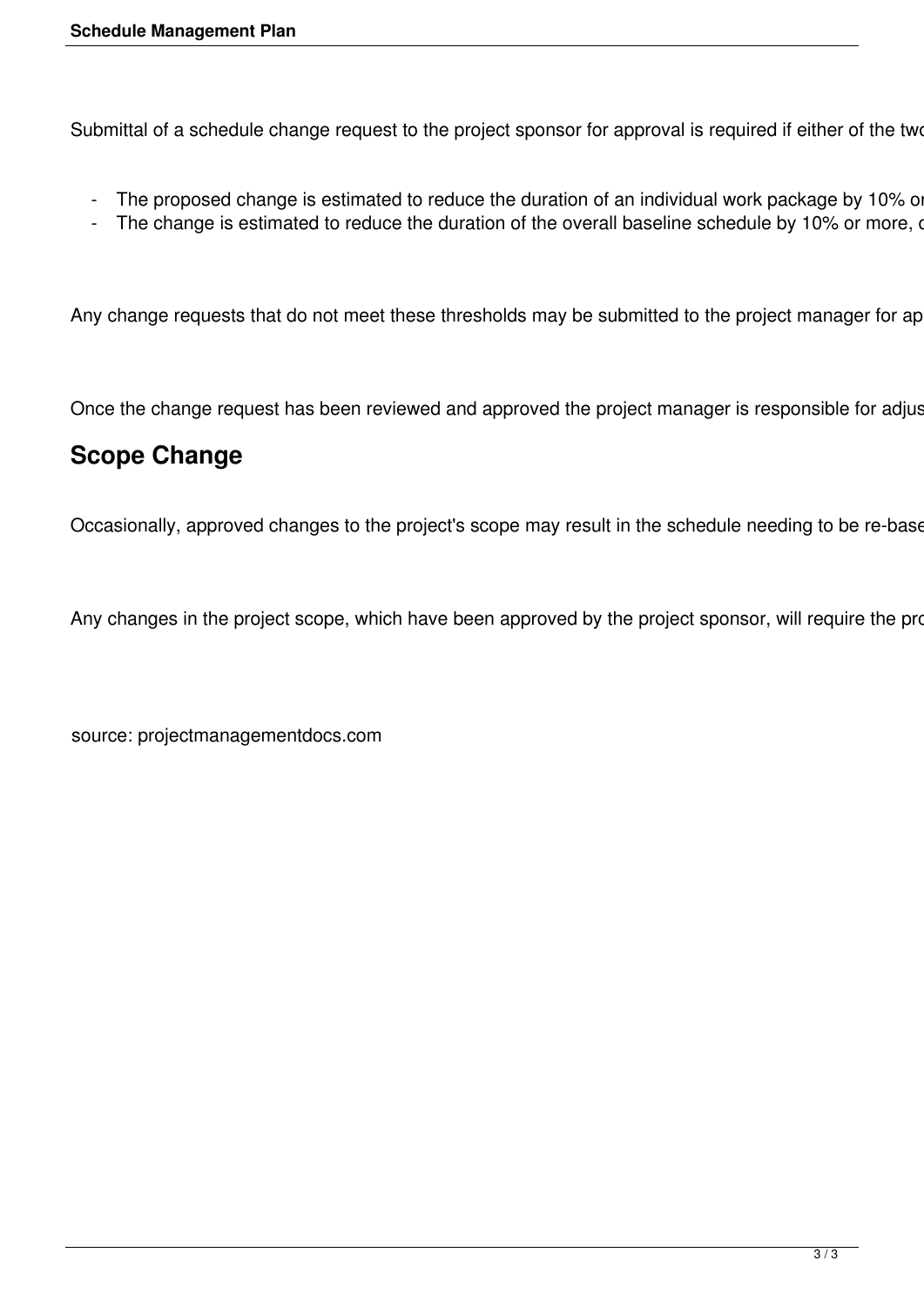Submittal of a schedule change request to the project sponsor for approval is required if either of the two

- The proposed change is estimated to reduce the duration of an individual work package by 10% or
- The change is estimated to reduce the duration of the overall baseline schedule by 10% or more, c

Any change requests that do not meet these thresholds may be submitted to the project manager for ap

Once the change request has been reviewed and approved the project manager is responsible for adjus

## Scope Change

Occasionally, approved changes to the project's scope may result in the schedule needing to be re-base

Any changes in the project scope, which have been approved by the project sponsor, will require the pro

source: projectmanagementdocs.com